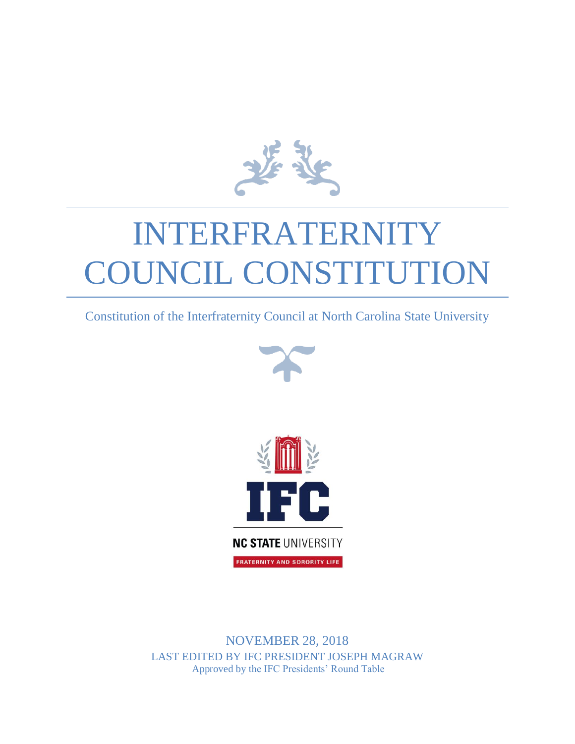# INTERFRATERNITY COUNCIL CONSTITUTION

Constitution of the Interfraternity Council at North Carolina State University

IFC

NC STATE UNIVERSITY

FRATERNITY AND SORORITY LIFE

NOVEMBER 28, 2018

LAST EDITED BY IFC PRESIDENT JOSEPH MAGRAW

Approved by the IFC Presidents' Round Table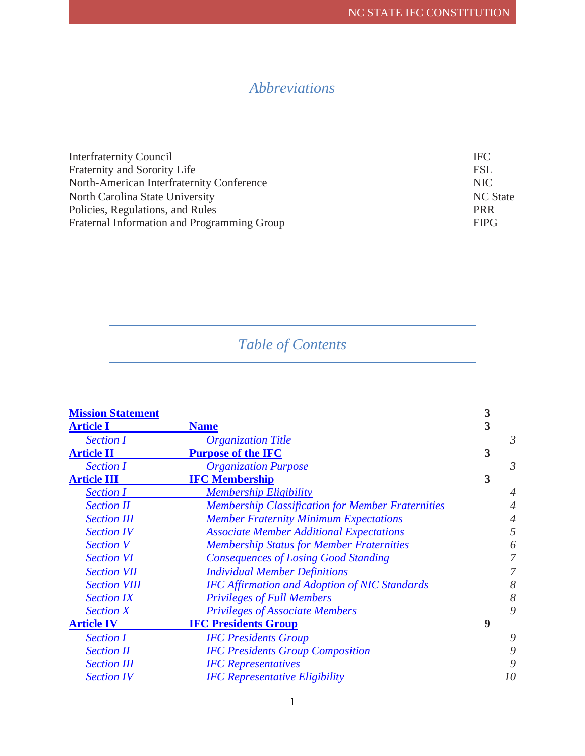## Abbreviations

| | |
|---|---|
| Interfraternity Council | IFC |
| Fraternity and Sorority Life | FSL |
| North-American Interfraternity Conference | NIC |
| North Carolina State University | NC State |
| Policies, Regulations, and Rules | PRR |
| Fraternal Information and Programming Group | FIPG |

## Table of Contents

| | | | |
|---|---|---|---|
| **Mission Statement** | | **3** | |
| **Article I** | **Name** | **3** | |
| *Section I* | *Organization Title* | | *3* |
| **Article II** | **Purpose of the IFC** | **3** | |
| *Section I* | *Organization Purpose* | | *3* |
| **Article III** | **IFC Membership** | **3** | |
| *Section I* | *Membership Eligibility* | | *4* |
| *Section II* | *Membership Classification for Member Fraternities* | | *4* |
| *Section III* | *Member Fraternity Minimum Expectations* | | *4* |
| *Section IV* | *Associate Member Additional Expectations* | | *5* |
| *Section V* | *Membership Status for Member Fraternities* | | *6* |
| *Section VI* | *Consequences of Losing Good Standing* | | *7* |
| *Section VII* | *Individual Member Definitions* | | *7* |
| *Section VIII* | *IFC Affirmation and Adoption of NIC Standards* | | *8* |
| *Section IX* | *Privileges of Full Members* | | *8* |
| *Section X* | *Privileges of Associate Members* | | *9* |
| **Article IV** | **IFC Presidents Group** | **9** | |
| *Section I* | *IFC Presidents Group* | | *9* |
| *Section II* | *IFC Presidents Group Composition* | | *9* |
| *Section III* | *IFC Representatives* | | *9* |
| *Section IV* | *IFC Representative Eligibility* | | *10* |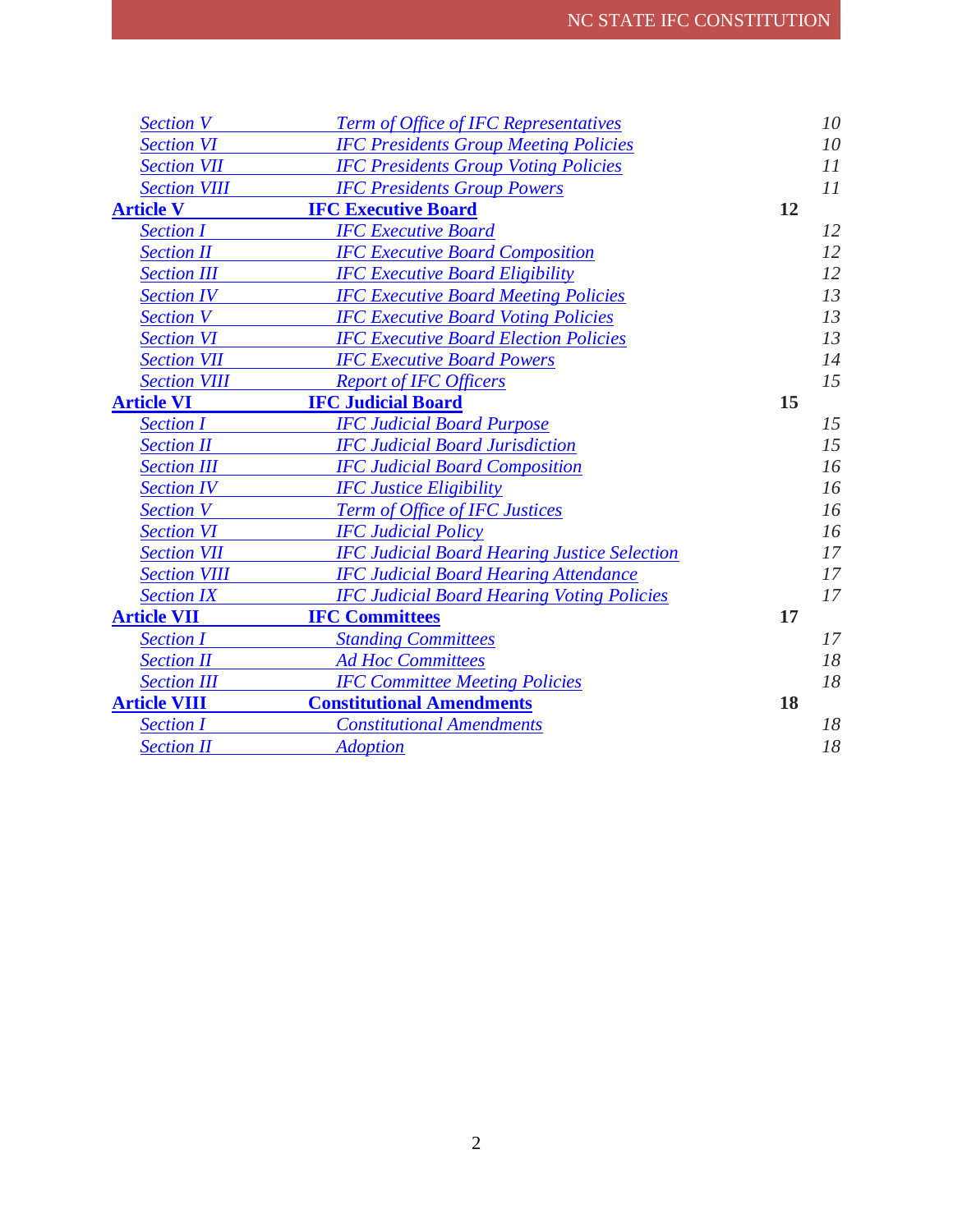| | | |
|---|---|---|
| *Section V* | *Term of Office of IFC Representatives* | *10* |
| *Section VI* | *IFC Presidents Group Meeting Policies* | *10* |
| *Section VII* | *IFC Presidents Group Voting Policies* | *11* |
| *Section VIII* | *IFC Presidents Group Powers* | *11* |
| **Article V** | **IFC Executive Board** | **12** |
| *Section I* | *IFC Executive Board* | *12* |
| *Section II* | *IFC Executive Board Composition* | *12* |
| *Section III* | *IFC Executive Board Eligibility* | *12* |
| *Section IV* | *IFC Executive Board Meeting Policies* | *13* |
| *Section V* | *IFC Executive Board Voting Policies* | *13* |
| *Section VI* | *IFC Executive Board Election Policies* | *13* |
| *Section VII* | *IFC Executive Board Powers* | *14* |
| *Section VIII* | *Report of IFC Officers* | *15* |
| **Article VI** | **IFC Judicial Board** | **15** |
| *Section I* | *IFC Judicial Board Purpose* | *15* |
| *Section II* | *IFC Judicial Board Jurisdiction* | *15* |
| *Section III* | *IFC Judicial Board Composition* | *16* |
| *Section IV* | *IFC Justice Eligibility* | *16* |
| *Section V* | *Term of Office of IFC Justices* | *16* |
| *Section VI* | *IFC Judicial Policy* | *16* |
| *Section VII* | *IFC Judicial Board Hearing Justice Selection* | *17* |
| *Section VIII* | *IFC Judicial Board Hearing Attendance* | *17* |
| *Section IX* | *IFC Judicial Board Hearing Voting Policies* | *17* |
| **Article VII** | **IFC Committees** | **17** |
| *Section I* | *Standing Committees* | *17* |
| *Section II* | *Ad Hoc Committees* | *18* |
| *Section III* | *IFC Committee Meeting Policies* | *18* |
| **Article VIII** | **Constitutional Amendments** | **18** |
| *Section I* | *Constitutional Amendments* | *18* |
| *Section II* | *Adoption* | *18* |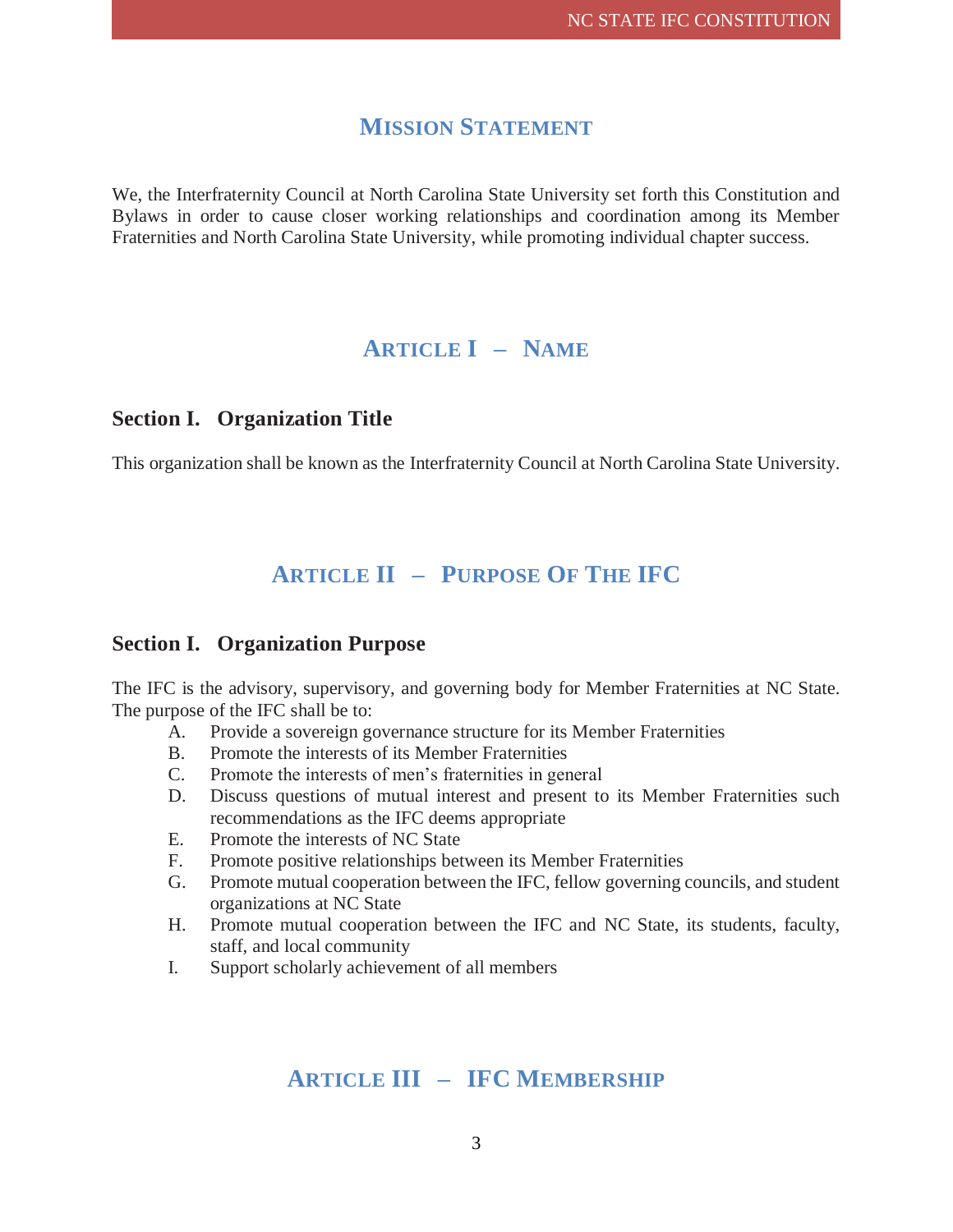## Mission Statement

We, the Interfraternity Council at North Carolina State University set forth this Constitution and Bylaws in order to cause closer working relationships and coordination among its Member Fraternities and North Carolina State University, while promoting individual chapter success.

## Article I – Name

### Section I. Organization Title

This organization shall be known as the Interfraternity Council at North Carolina State University.

## Article II – Purpose Of The IFC

### Section I. Organization Purpose

The IFC is the advisory, supervisory, and governing body for Member Fraternities at NC State. The purpose of the IFC shall be to:

- A. Provide a sovereign governance structure for its Member Fraternities
- B. Promote the interests of its Member Fraternities
- C. Promote the interests of men's fraternities in general
- D. Discuss questions of mutual interest and present to its Member Fraternities such recommendations as the IFC deems appropriate
- E. Promote the interests of NC State
- F. Promote positive relationships between its Member Fraternities
- G. Promote mutual cooperation between the IFC, fellow governing councils, and student organizations at NC State
- H. Promote mutual cooperation between the IFC and NC State, its students, faculty, staff, and local community
- I. Support scholarly achievement of all members

## Article III – IFC Membership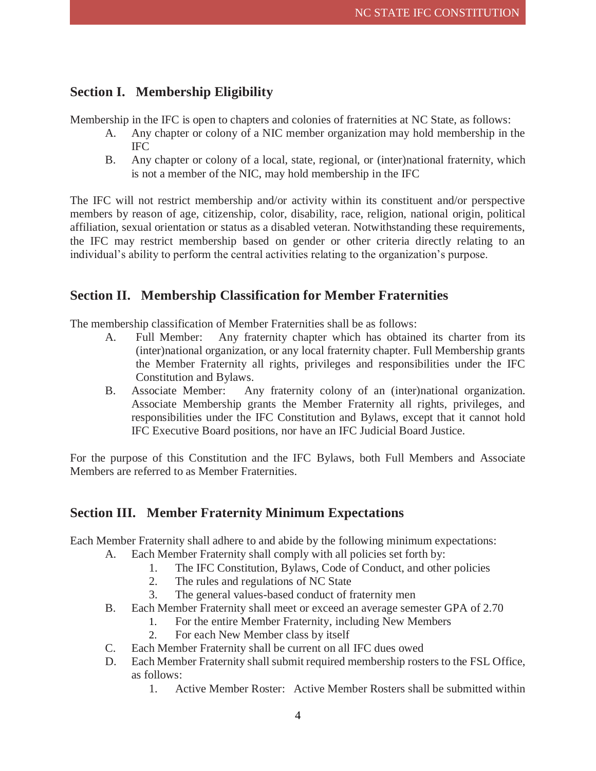## Section I. Membership Eligibility

Membership in the IFC is open to chapters and colonies of fraternities at NC State, as follows:

A. Any chapter or colony of a NIC member organization may hold membership in the IFC
B. Any chapter or colony of a local, state, regional, or (inter)national fraternity, which is not a member of the NIC, may hold membership in the IFC

The IFC will not restrict membership and/or activity within its constituent and/or perspective members by reason of age, citizenship, color, disability, race, religion, national origin, political affiliation, sexual orientation or status as a disabled veteran. Notwithstanding these requirements, the IFC may restrict membership based on gender or other criteria directly relating to an individual's ability to perform the central activities relating to the organization's purpose.

## Section II. Membership Classification for Member Fraternities

The membership classification of Member Fraternities shall be as follows:

A. Full Member: Any fraternity chapter which has obtained its charter from its (inter)national organization, or any local fraternity chapter. Full Membership grants the Member Fraternity all rights, privileges and responsibilities under the IFC Constitution and Bylaws.
B. Associate Member: Any fraternity colony of an (inter)national organization. Associate Membership grants the Member Fraternity all rights, privileges, and responsibilities under the IFC Constitution and Bylaws, except that it cannot hold IFC Executive Board positions, nor have an IFC Judicial Board Justice.

For the purpose of this Constitution and the IFC Bylaws, both Full Members and Associate Members are referred to as Member Fraternities.

## Section III. Member Fraternity Minimum Expectations

Each Member Fraternity shall adhere to and abide by the following minimum expectations:

A. Each Member Fraternity shall comply with all policies set forth by:
   1. The IFC Constitution, Bylaws, Code of Conduct, and other policies
   2. The rules and regulations of NC State
   3. The general values-based conduct of fraternity men
B. Each Member Fraternity shall meet or exceed an average semester GPA of 2.70
   1. For the entire Member Fraternity, including New Members
   2. For each New Member class by itself
C. Each Member Fraternity shall be current on all IFC dues owed
D. Each Member Fraternity shall submit required membership rosters to the FSL Office, as follows:
   1. Active Member Roster: Active Member Rosters shall be submitted within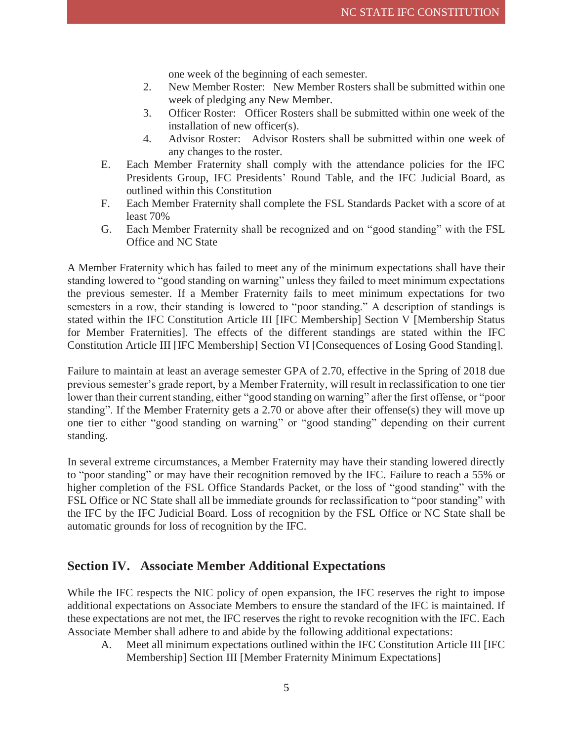one week of the beginning of each semester.

2. New Member Roster: New Member Rosters shall be submitted within one week of pledging any New Member.
3. Officer Roster: Officer Rosters shall be submitted within one week of the installation of new officer(s).
4. Advisor Roster: Advisor Rosters shall be submitted within one week of any changes to the roster.

E. Each Member Fraternity shall comply with the attendance policies for the IFC Presidents Group, IFC Presidents' Round Table, and the IFC Judicial Board, as outlined within this Constitution

F. Each Member Fraternity shall complete the FSL Standards Packet with a score of at least 70%

G. Each Member Fraternity shall be recognized and on "good standing" with the FSL Office and NC State

A Member Fraternity which has failed to meet any of the minimum expectations shall have their standing lowered to "good standing on warning" unless they failed to meet minimum expectations the previous semester. If a Member Fraternity fails to meet minimum expectations for two semesters in a row, their standing is lowered to "poor standing." A description of standings is stated within the IFC Constitution Article III [IFC Membership] Section V [Membership Status for Member Fraternities]. The effects of the different standings are stated within the IFC Constitution Article III [IFC Membership] Section VI [Consequences of Losing Good Standing].

Failure to maintain at least an average semester GPA of 2.70, effective in the Spring of 2018 due previous semester's grade report, by a Member Fraternity, will result in reclassification to one tier lower than their current standing, either "good standing on warning" after the first offense, or "poor standing". If the Member Fraternity gets a 2.70 or above after their offense(s) they will move up one tier to either "good standing on warning" or "good standing" depending on their current standing.

In several extreme circumstances, a Member Fraternity may have their standing lowered directly to "poor standing" or may have their recognition removed by the IFC. Failure to reach a 55% or higher completion of the FSL Office Standards Packet, or the loss of "good standing" with the FSL Office or NC State shall all be immediate grounds for reclassification to "poor standing" with the IFC by the IFC Judicial Board. Loss of recognition by the FSL Office or NC State shall be automatic grounds for loss of recognition by the IFC.

## Section IV. Associate Member Additional Expectations

While the IFC respects the NIC policy of open expansion, the IFC reserves the right to impose additional expectations on Associate Members to ensure the standard of the IFC is maintained. If these expectations are not met, the IFC reserves the right to revoke recognition with the IFC. Each Associate Member shall adhere to and abide by the following additional expectations:

A. Meet all minimum expectations outlined within the IFC Constitution Article III [IFC Membership] Section III [Member Fraternity Minimum Expectations]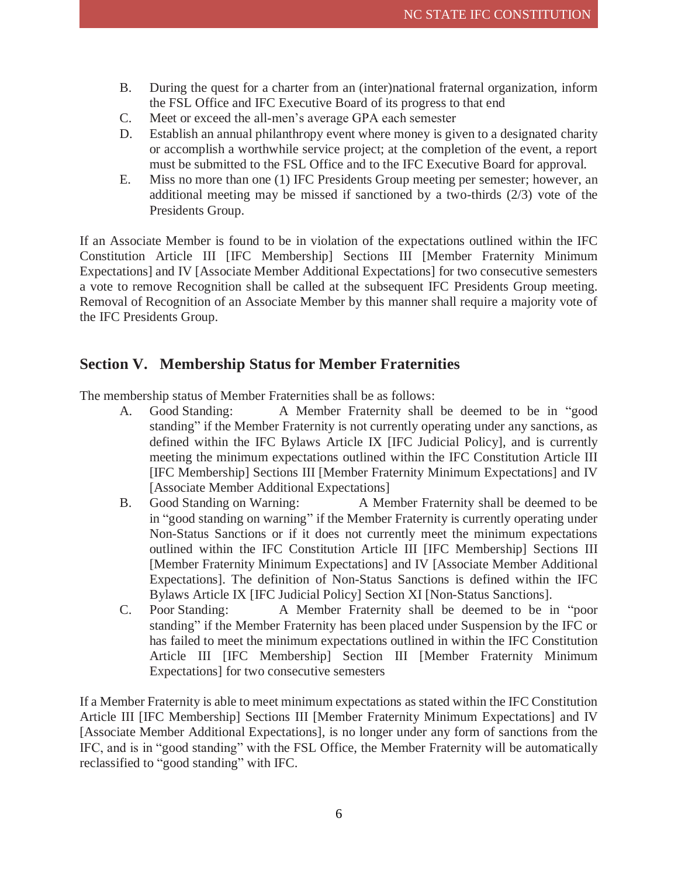B. During the quest for a charter from an (inter)national fraternal organization, inform the FSL Office and IFC Executive Board of its progress to that end
C. Meet or exceed the all-men's average GPA each semester
D. Establish an annual philanthropy event where money is given to a designated charity or accomplish a worthwhile service project; at the completion of the event, a report must be submitted to the FSL Office and to the IFC Executive Board for approval.
E. Miss no more than one (1) IFC Presidents Group meeting per semester; however, an additional meeting may be missed if sanctioned by a two-thirds (2/3) vote of the Presidents Group.

If an Associate Member is found to be in violation of the expectations outlined within the IFC Constitution Article III [IFC Membership] Sections III [Member Fraternity Minimum Expectations] and IV [Associate Member Additional Expectations] for two consecutive semesters a vote to remove Recognition shall be called at the subsequent IFC Presidents Group meeting. Removal of Recognition of an Associate Member by this manner shall require a majority vote of the IFC Presidents Group.

## Section V. Membership Status for Member Fraternities

The membership status of Member Fraternities shall be as follows:

A. Good Standing: A Member Fraternity shall be deemed to be in "good standing" if the Member Fraternity is not currently operating under any sanctions, as defined within the IFC Bylaws Article IX [IFC Judicial Policy], and is currently meeting the minimum expectations outlined within the IFC Constitution Article III [IFC Membership] Sections III [Member Fraternity Minimum Expectations] and IV [Associate Member Additional Expectations]
B. Good Standing on Warning: A Member Fraternity shall be deemed to be in "good standing on warning" if the Member Fraternity is currently operating under Non-Status Sanctions or if it does not currently meet the minimum expectations outlined within the IFC Constitution Article III [IFC Membership] Sections III [Member Fraternity Minimum Expectations] and IV [Associate Member Additional Expectations]. The definition of Non-Status Sanctions is defined within the IFC Bylaws Article IX [IFC Judicial Policy] Section XI [Non-Status Sanctions].
C. Poor Standing: A Member Fraternity shall be deemed to be in "poor standing" if the Member Fraternity has been placed under Suspension by the IFC or has failed to meet the minimum expectations outlined in within the IFC Constitution Article III [IFC Membership] Section III [Member Fraternity Minimum Expectations] for two consecutive semesters

If a Member Fraternity is able to meet minimum expectations as stated within the IFC Constitution Article III [IFC Membership] Sections III [Member Fraternity Minimum Expectations] and IV [Associate Member Additional Expectations], is no longer under any form of sanctions from the IFC, and is in "good standing" with the FSL Office, the Member Fraternity will be automatically reclassified to "good standing" with IFC.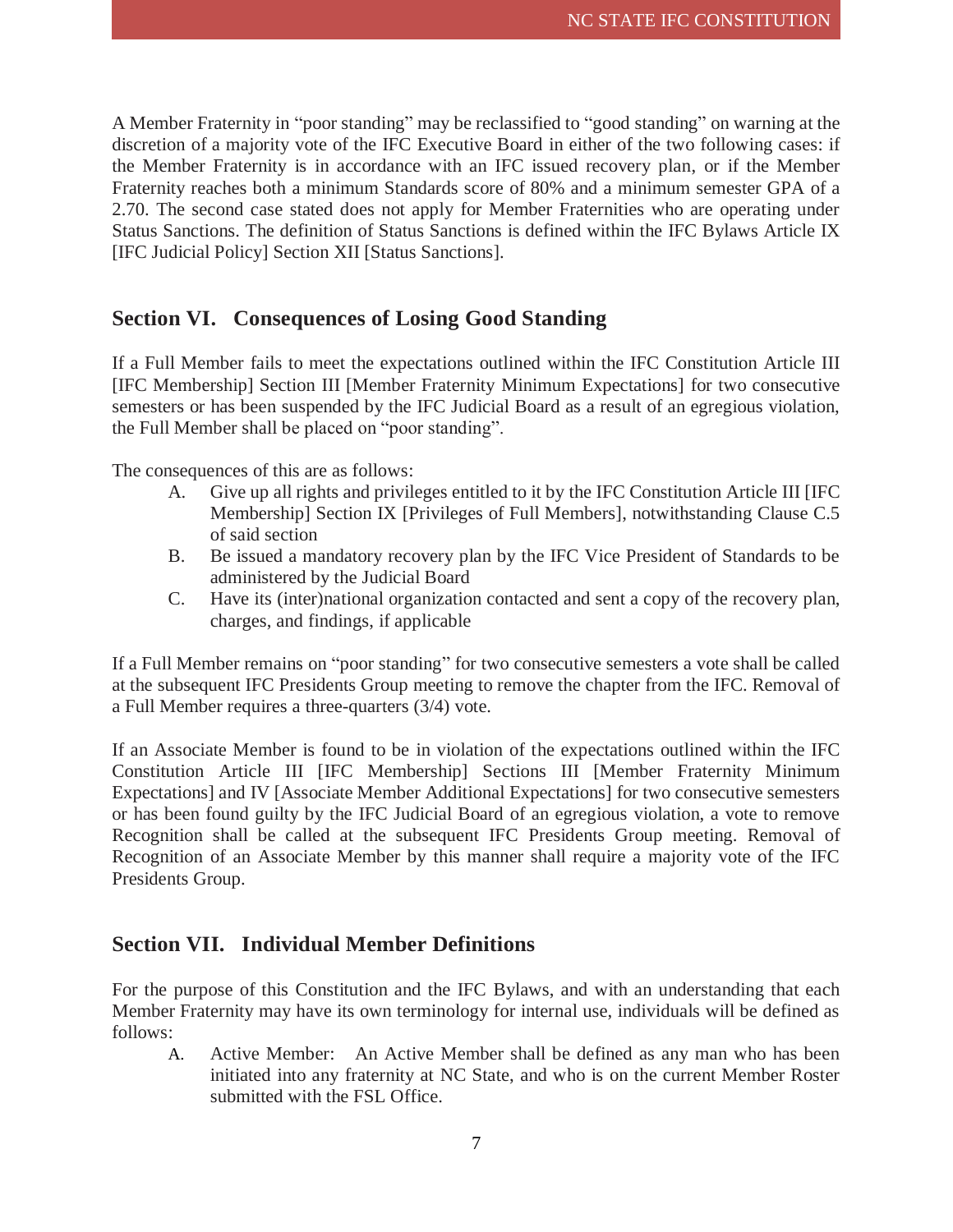A Member Fraternity in "poor standing" may be reclassified to "good standing" on warning at the discretion of a majority vote of the IFC Executive Board in either of the two following cases: if the Member Fraternity is in accordance with an IFC issued recovery plan, or if the Member Fraternity reaches both a minimum Standards score of 80% and a minimum semester GPA of a 2.70. The second case stated does not apply for Member Fraternities who are operating under Status Sanctions. The definition of Status Sanctions is defined within the IFC Bylaws Article IX [IFC Judicial Policy] Section XII [Status Sanctions].

## Section VI. Consequences of Losing Good Standing

If a Full Member fails to meet the expectations outlined within the IFC Constitution Article III [IFC Membership] Section III [Member Fraternity Minimum Expectations] for two consecutive semesters or has been suspended by the IFC Judicial Board as a result of an egregious violation, the Full Member shall be placed on "poor standing".

The consequences of this are as follows:

A. Give up all rights and privileges entitled to it by the IFC Constitution Article III [IFC Membership] Section IX [Privileges of Full Members], notwithstanding Clause C.5 of said section
B. Be issued a mandatory recovery plan by the IFC Vice President of Standards to be administered by the Judicial Board
C. Have its (inter)national organization contacted and sent a copy of the recovery plan, charges, and findings, if applicable

If a Full Member remains on "poor standing" for two consecutive semesters a vote shall be called at the subsequent IFC Presidents Group meeting to remove the chapter from the IFC. Removal of a Full Member requires a three-quarters (3/4) vote.

If an Associate Member is found to be in violation of the expectations outlined within the IFC Constitution Article III [IFC Membership] Sections III [Member Fraternity Minimum Expectations] and IV [Associate Member Additional Expectations] for two consecutive semesters or has been found guilty by the IFC Judicial Board of an egregious violation, a vote to remove Recognition shall be called at the subsequent IFC Presidents Group meeting. Removal of Recognition of an Associate Member by this manner shall require a majority vote of the IFC Presidents Group.

## Section VII. Individual Member Definitions

For the purpose of this Constitution and the IFC Bylaws, and with an understanding that each Member Fraternity may have its own terminology for internal use, individuals will be defined as follows:

A. Active Member: An Active Member shall be defined as any man who has been initiated into any fraternity at NC State, and who is on the current Member Roster submitted with the FSL Office.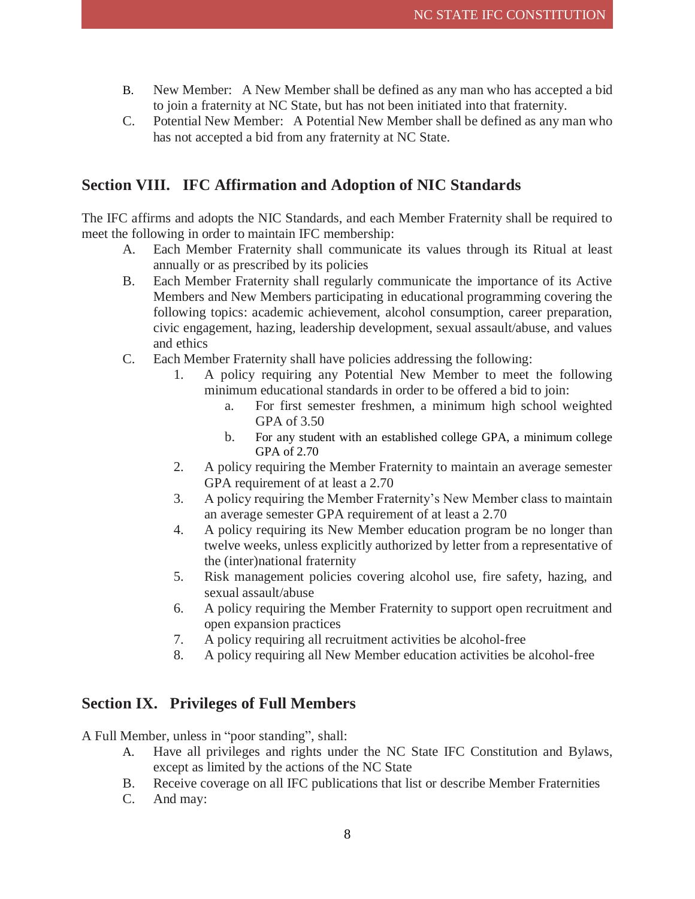B. New Member: A New Member shall be defined as any man who has accepted a bid to join a fraternity at NC State, but has not been initiated into that fraternity.

C. Potential New Member: A Potential New Member shall be defined as any man who has not accepted a bid from any fraternity at NC State.

## Section VIII. IFC Affirmation and Adoption of NIC Standards

The IFC affirms and adopts the NIC Standards, and each Member Fraternity shall be required to meet the following in order to maintain IFC membership:

A. Each Member Fraternity shall communicate its values through its Ritual at least annually or as prescribed by its policies

B. Each Member Fraternity shall regularly communicate the importance of its Active Members and New Members participating in educational programming covering the following topics: academic achievement, alcohol consumption, career preparation, civic engagement, hazing, leadership development, sexual assault/abuse, and values and ethics

C. Each Member Fraternity shall have policies addressing the following:

1. A policy requiring any Potential New Member to meet the following minimum educational standards in order to be offered a bid to join:
    a. For first semester freshmen, a minimum high school weighted GPA of 3.50
    b. For any student with an established college GPA, a minimum college GPA of 2.70
2. A policy requiring the Member Fraternity to maintain an average semester GPA requirement of at least a 2.70
3. A policy requiring the Member Fraternity's New Member class to maintain an average semester GPA requirement of at least a 2.70
4. A policy requiring its New Member education program be no longer than twelve weeks, unless explicitly authorized by letter from a representative of the (inter)national fraternity
5. Risk management policies covering alcohol use, fire safety, hazing, and sexual assault/abuse
6. A policy requiring the Member Fraternity to support open recruitment and open expansion practices
7. A policy requiring all recruitment activities be alcohol-free
8. A policy requiring all New Member education activities be alcohol-free

## Section IX. Privileges of Full Members

A Full Member, unless in "poor standing", shall:

A. Have all privileges and rights under the NC State IFC Constitution and Bylaws, except as limited by the actions of the NC State

B. Receive coverage on all IFC publications that list or describe Member Fraternities

C. And may: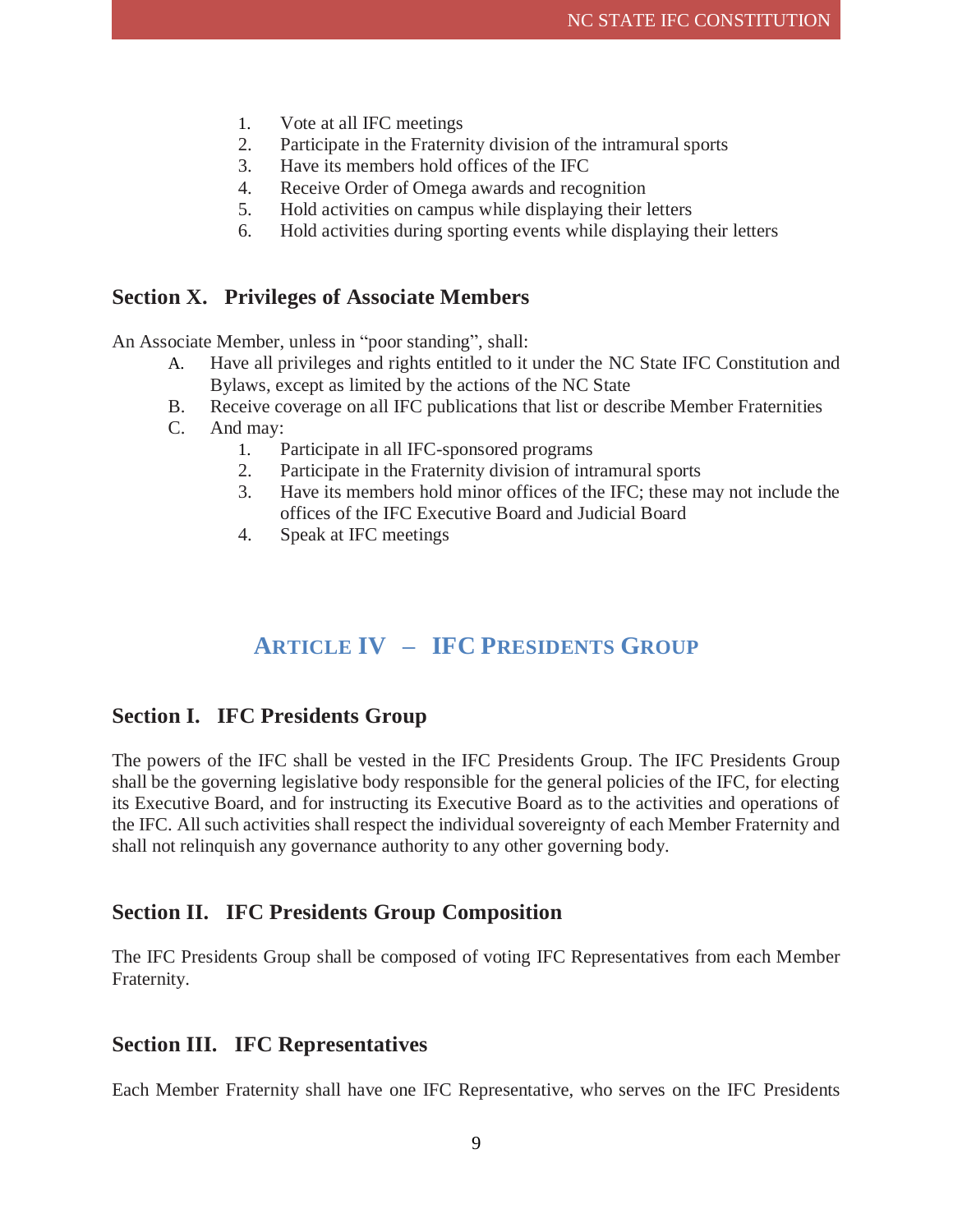1. Vote at all IFC meetings
2. Participate in the Fraternity division of the intramural sports
3. Have its members hold offices of the IFC
4. Receive Order of Omega awards and recognition
5. Hold activities on campus while displaying their letters
6. Hold activities during sporting events while displaying their letters

### Section X. Privileges of Associate Members

An Associate Member, unless in "poor standing", shall:

A. Have all privileges and rights entitled to it under the NC State IFC Constitution and Bylaws, except as limited by the actions of the NC State
B. Receive coverage on all IFC publications that list or describe Member Fraternities
C. And may:
   1. Participate in all IFC-sponsored programs
   2. Participate in the Fraternity division of intramural sports
   3. Have its members hold minor offices of the IFC; these may not include the offices of the IFC Executive Board and Judicial Board
   4. Speak at IFC meetings

## ARTICLE IV – IFC PRESIDENTS GROUP

### Section I. IFC Presidents Group

The powers of the IFC shall be vested in the IFC Presidents Group. The IFC Presidents Group shall be the governing legislative body responsible for the general policies of the IFC, for electing its Executive Board, and for instructing its Executive Board as to the activities and operations of the IFC. All such activities shall respect the individual sovereignty of each Member Fraternity and shall not relinquish any governance authority to any other governing body.

### Section II. IFC Presidents Group Composition

The IFC Presidents Group shall be composed of voting IFC Representatives from each Member Fraternity.

### Section III. IFC Representatives

Each Member Fraternity shall have one IFC Representative, who serves on the IFC Presidents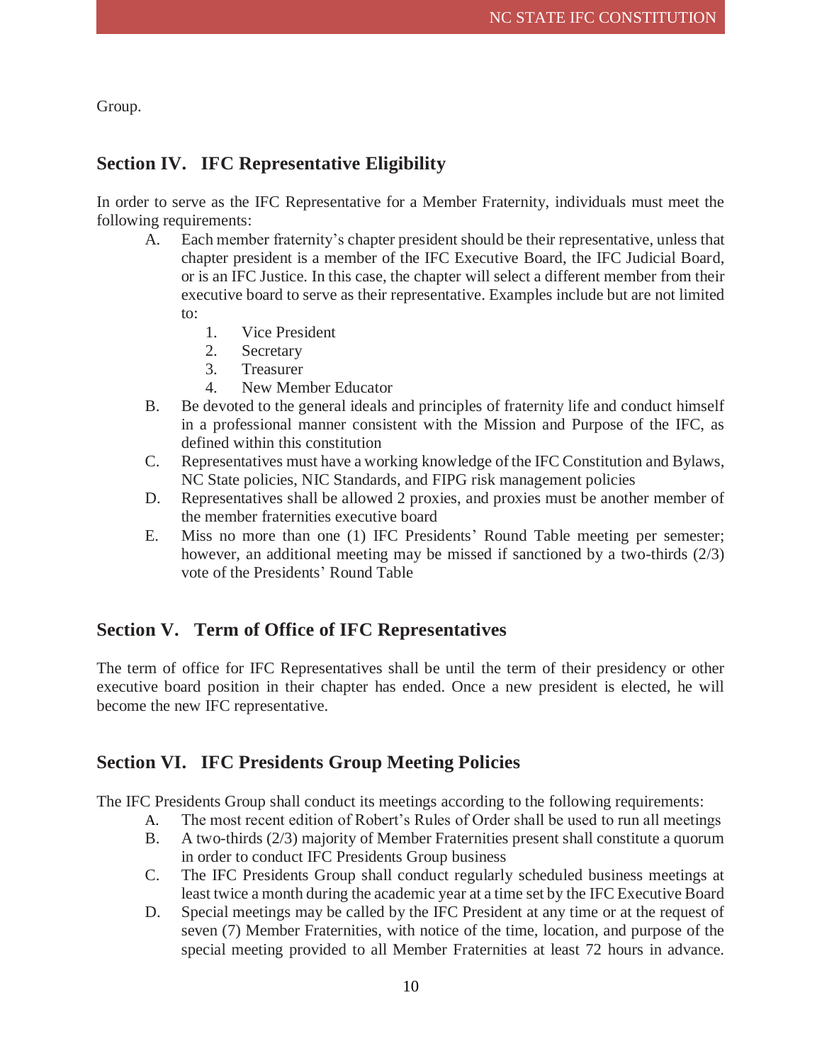Group.

## Section IV. IFC Representative Eligibility

In order to serve as the IFC Representative for a Member Fraternity, individuals must meet the following requirements:

A. Each member fraternity's chapter president should be their representative, unless that chapter president is a member of the IFC Executive Board, the IFC Judicial Board, or is an IFC Justice. In this case, the chapter will select a different member from their executive board to serve as their representative. Examples include but are not limited to:
   1. Vice President
   2. Secretary
   3. Treasurer
   4. New Member Educator

B. Be devoted to the general ideals and principles of fraternity life and conduct himself in a professional manner consistent with the Mission and Purpose of the IFC, as defined within this constitution

C. Representatives must have a working knowledge of the IFC Constitution and Bylaws, NC State policies, NIC Standards, and FIPG risk management policies

D. Representatives shall be allowed 2 proxies, and proxies must be another member of the member fraternities executive board

E. Miss no more than one (1) IFC Presidents' Round Table meeting per semester; however, an additional meeting may be missed if sanctioned by a two-thirds (2/3) vote of the Presidents' Round Table

## Section V. Term of Office of IFC Representatives

The term of office for IFC Representatives shall be until the term of their presidency or other executive board position in their chapter has ended. Once a new president is elected, he will become the new IFC representative.

## Section VI. IFC Presidents Group Meeting Policies

The IFC Presidents Group shall conduct its meetings according to the following requirements:

A. The most recent edition of Robert's Rules of Order shall be used to run all meetings

B. A two-thirds (2/3) majority of Member Fraternities present shall constitute a quorum in order to conduct IFC Presidents Group business

C. The IFC Presidents Group shall conduct regularly scheduled business meetings at least twice a month during the academic year at a time set by the IFC Executive Board

D. Special meetings may be called by the IFC President at any time or at the request of seven (7) Member Fraternities, with notice of the time, location, and purpose of the special meeting provided to all Member Fraternities at least 72 hours in advance.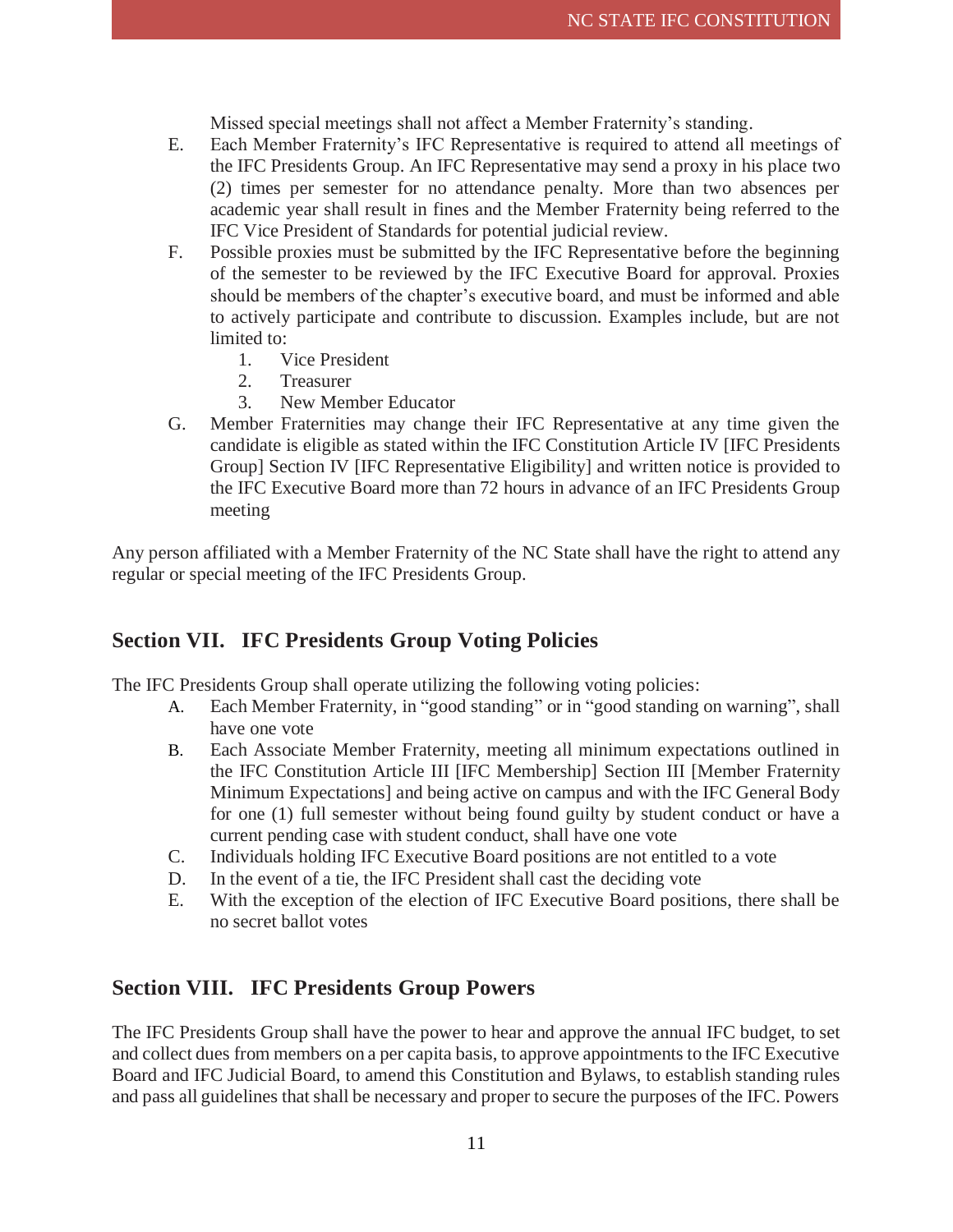Missed special meetings shall not affect a Member Fraternity's standing.

E. Each Member Fraternity's IFC Representative is required to attend all meetings of the IFC Presidents Group. An IFC Representative may send a proxy in his place two (2) times per semester for no attendance penalty. More than two absences per academic year shall result in fines and the Member Fraternity being referred to the IFC Vice President of Standards for potential judicial review.

F. Possible proxies must be submitted by the IFC Representative before the beginning of the semester to be reviewed by the IFC Executive Board for approval. Proxies should be members of the chapter's executive board, and must be informed and able to actively participate and contribute to discussion. Examples include, but are not limited to:
   1. Vice President
   2. Treasurer
   3. New Member Educator

G. Member Fraternities may change their IFC Representative at any time given the candidate is eligible as stated within the IFC Constitution Article IV [IFC Presidents Group] Section IV [IFC Representative Eligibility] and written notice is provided to the IFC Executive Board more than 72 hours in advance of an IFC Presidents Group meeting

Any person affiliated with a Member Fraternity of the NC State shall have the right to attend any regular or special meeting of the IFC Presidents Group.

## Section VII. IFC Presidents Group Voting Policies

The IFC Presidents Group shall operate utilizing the following voting policies:

A. Each Member Fraternity, in "good standing" or in "good standing on warning", shall have one vote

B. Each Associate Member Fraternity, meeting all minimum expectations outlined in the IFC Constitution Article III [IFC Membership] Section III [Member Fraternity Minimum Expectations] and being active on campus and with the IFC General Body for one (1) full semester without being found guilty by student conduct or have a current pending case with student conduct, shall have one vote

C. Individuals holding IFC Executive Board positions are not entitled to a vote

D. In the event of a tie, the IFC President shall cast the deciding vote

E. With the exception of the election of IFC Executive Board positions, there shall be no secret ballot votes

## Section VIII. IFC Presidents Group Powers

The IFC Presidents Group shall have the power to hear and approve the annual IFC budget, to set and collect dues from members on a per capita basis, to approve appointments to the IFC Executive Board and IFC Judicial Board, to amend this Constitution and Bylaws, to establish standing rules and pass all guidelines that shall be necessary and proper to secure the purposes of the IFC. Powers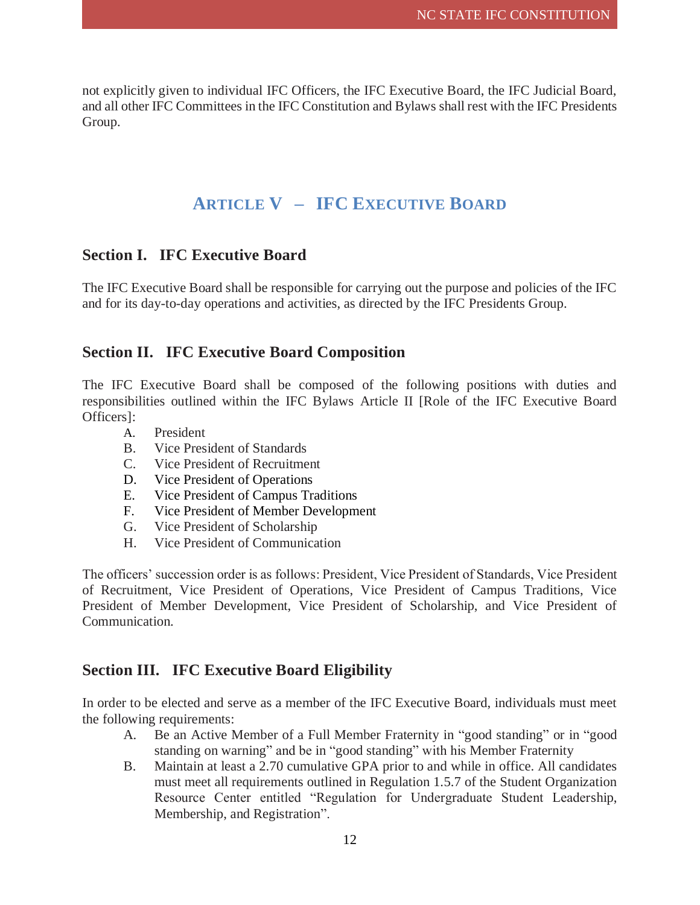not explicitly given to individual IFC Officers, the IFC Executive Board, the IFC Judicial Board, and all other IFC Committees in the IFC Constitution and Bylaws shall rest with the IFC Presidents Group.

## ARTICLE V – IFC EXECUTIVE BOARD

### Section I. IFC Executive Board

The IFC Executive Board shall be responsible for carrying out the purpose and policies of the IFC and for its day-to-day operations and activities, as directed by the IFC Presidents Group.

### Section II. IFC Executive Board Composition

The IFC Executive Board shall be composed of the following positions with duties and responsibilities outlined within the IFC Bylaws Article II [Role of the IFC Executive Board Officers]:

A. President
B. Vice President of Standards
C. Vice President of Recruitment
D. Vice President of Operations
E. Vice President of Campus Traditions
F. Vice President of Member Development
G. Vice President of Scholarship
H. Vice President of Communication

The officers' succession order is as follows: President, Vice President of Standards, Vice President of Recruitment, Vice President of Operations, Vice President of Campus Traditions, Vice President of Member Development, Vice President of Scholarship, and Vice President of Communication.

### Section III. IFC Executive Board Eligibility

In order to be elected and serve as a member of the IFC Executive Board, individuals must meet the following requirements:

A. Be an Active Member of a Full Member Fraternity in "good standing" or in "good standing on warning" and be in "good standing" with his Member Fraternity
B. Maintain at least a 2.70 cumulative GPA prior to and while in office. All candidates must meet all requirements outlined in Regulation 1.5.7 of the Student Organization Resource Center entitled "Regulation for Undergraduate Student Leadership, Membership, and Registration".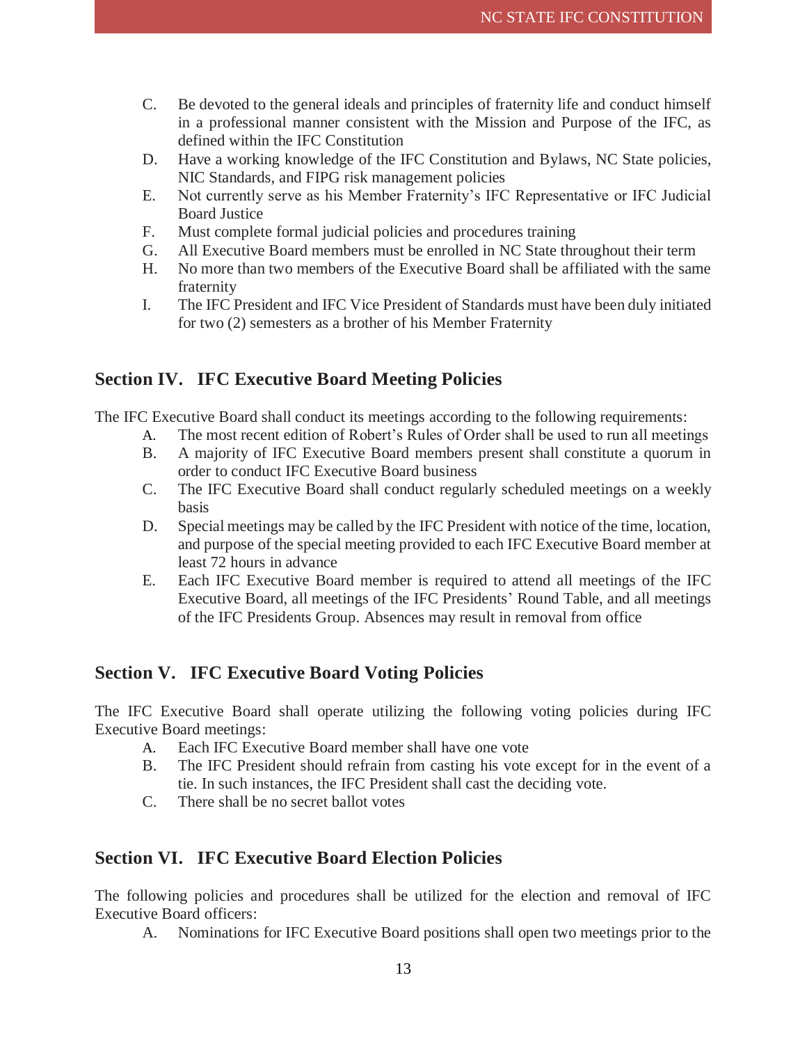C. Be devoted to the general ideals and principles of fraternity life and conduct himself in a professional manner consistent with the Mission and Purpose of the IFC, as defined within the IFC Constitution
D. Have a working knowledge of the IFC Constitution and Bylaws, NC State policies, NIC Standards, and FIPG risk management policies
E. Not currently serve as his Member Fraternity's IFC Representative or IFC Judicial Board Justice
F. Must complete formal judicial policies and procedures training
G. All Executive Board members must be enrolled in NC State throughout their term
H. No more than two members of the Executive Board shall be affiliated with the same fraternity
I. The IFC President and IFC Vice President of Standards must have been duly initiated for two (2) semesters as a brother of his Member Fraternity

## Section IV. IFC Executive Board Meeting Policies

The IFC Executive Board shall conduct its meetings according to the following requirements:

A. The most recent edition of Robert's Rules of Order shall be used to run all meetings
B. A majority of IFC Executive Board members present shall constitute a quorum in order to conduct IFC Executive Board business
C. The IFC Executive Board shall conduct regularly scheduled meetings on a weekly basis
D. Special meetings may be called by the IFC President with notice of the time, location, and purpose of the special meeting provided to each IFC Executive Board member at least 72 hours in advance
E. Each IFC Executive Board member is required to attend all meetings of the IFC Executive Board, all meetings of the IFC Presidents' Round Table, and all meetings of the IFC Presidents Group. Absences may result in removal from office

## Section V. IFC Executive Board Voting Policies

The IFC Executive Board shall operate utilizing the following voting policies during IFC Executive Board meetings:

A. Each IFC Executive Board member shall have one vote
B. The IFC President should refrain from casting his vote except for in the event of a tie. In such instances, the IFC President shall cast the deciding vote.
C. There shall be no secret ballot votes

## Section VI. IFC Executive Board Election Policies

The following policies and procedures shall be utilized for the election and removal of IFC Executive Board officers:

A. Nominations for IFC Executive Board positions shall open two meetings prior to the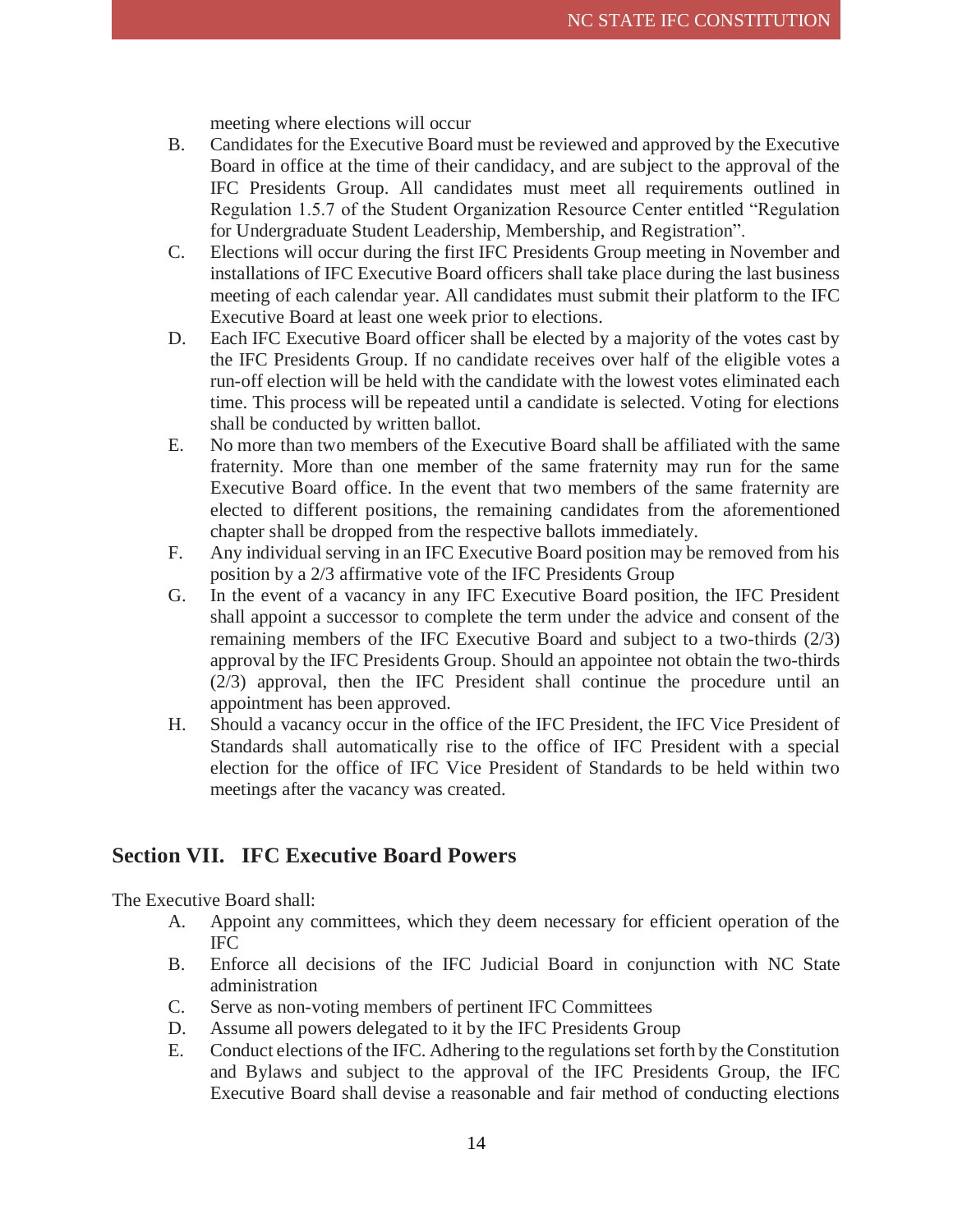meeting where elections will occur

B. Candidates for the Executive Board must be reviewed and approved by the Executive Board in office at the time of their candidacy, and are subject to the approval of the IFC Presidents Group. All candidates must meet all requirements outlined in Regulation 1.5.7 of the Student Organization Resource Center entitled "Regulation for Undergraduate Student Leadership, Membership, and Registration".

C. Elections will occur during the first IFC Presidents Group meeting in November and installations of IFC Executive Board officers shall take place during the last business meeting of each calendar year. All candidates must submit their platform to the IFC Executive Board at least one week prior to elections.

D. Each IFC Executive Board officer shall be elected by a majority of the votes cast by the IFC Presidents Group. If no candidate receives over half of the eligible votes a run-off election will be held with the candidate with the lowest votes eliminated each time. This process will be repeated until a candidate is selected. Voting for elections shall be conducted by written ballot.

E. No more than two members of the Executive Board shall be affiliated with the same fraternity. More than one member of the same fraternity may run for the same Executive Board office. In the event that two members of the same fraternity are elected to different positions, the remaining candidates from the aforementioned chapter shall be dropped from the respective ballots immediately.

F. Any individual serving in an IFC Executive Board position may be removed from his position by a 2/3 affirmative vote of the IFC Presidents Group

G. In the event of a vacancy in any IFC Executive Board position, the IFC President shall appoint a successor to complete the term under the advice and consent of the remaining members of the IFC Executive Board and subject to a two-thirds (2/3) approval by the IFC Presidents Group. Should an appointee not obtain the two-thirds (2/3) approval, then the IFC President shall continue the procedure until an appointment has been approved.

H. Should a vacancy occur in the office of the IFC President, the IFC Vice President of Standards shall automatically rise to the office of IFC President with a special election for the office of IFC Vice President of Standards to be held within two meetings after the vacancy was created.

## Section VII. IFC Executive Board Powers

The Executive Board shall:

A. Appoint any committees, which they deem necessary for efficient operation of the IFC

B. Enforce all decisions of the IFC Judicial Board in conjunction with NC State administration

C. Serve as non-voting members of pertinent IFC Committees

D. Assume all powers delegated to it by the IFC Presidents Group

E. Conduct elections of the IFC. Adhering to the regulations set forth by the Constitution and Bylaws and subject to the approval of the IFC Presidents Group, the IFC Executive Board shall devise a reasonable and fair method of conducting elections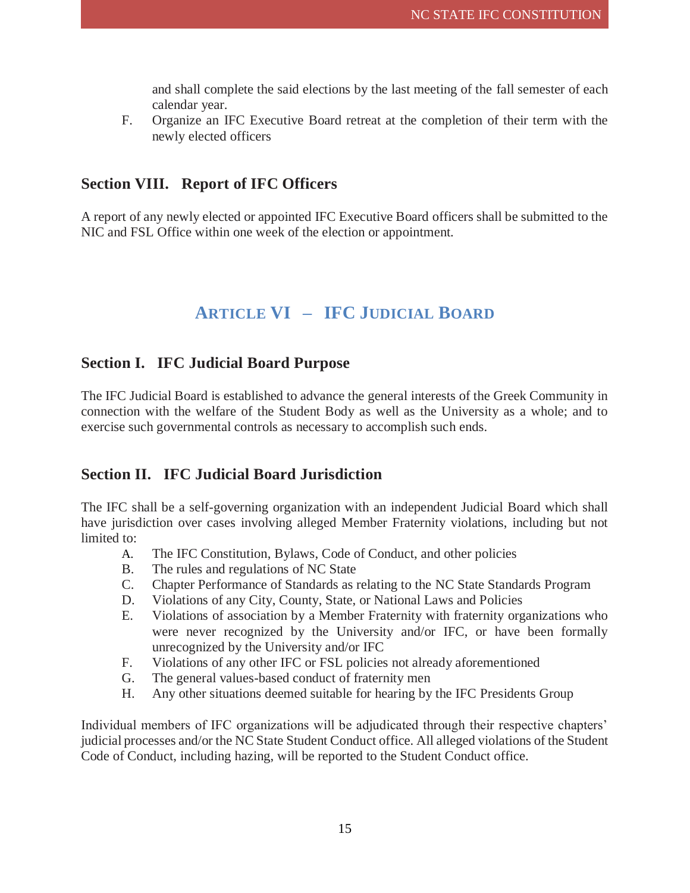and shall complete the said elections by the last meeting of the fall semester of each calendar year.

F. Organize an IFC Executive Board retreat at the completion of their term with the newly elected officers

### Section VIII. Report of IFC Officers

A report of any newly elected or appointed IFC Executive Board officers shall be submitted to the NIC and FSL Office within one week of the election or appointment.

## ARTICLE VI – IFC JUDICIAL BOARD

### Section I. IFC Judicial Board Purpose

The IFC Judicial Board is established to advance the general interests of the Greek Community in connection with the welfare of the Student Body as well as the University as a whole; and to exercise such governmental controls as necessary to accomplish such ends.

### Section II. IFC Judicial Board Jurisdiction

The IFC shall be a self-governing organization with an independent Judicial Board which shall have jurisdiction over cases involving alleged Member Fraternity violations, including but not limited to:

A. The IFC Constitution, Bylaws, Code of Conduct, and other policies
B. The rules and regulations of NC State
C. Chapter Performance of Standards as relating to the NC State Standards Program
D. Violations of any City, County, State, or National Laws and Policies
E. Violations of association by a Member Fraternity with fraternity organizations who were never recognized by the University and/or IFC, or have been formally unrecognized by the University and/or IFC
F. Violations of any other IFC or FSL policies not already aforementioned
G. The general values-based conduct of fraternity men
H. Any other situations deemed suitable for hearing by the IFC Presidents Group

Individual members of IFC organizations will be adjudicated through their respective chapters' judicial processes and/or the NC State Student Conduct office. All alleged violations of the Student Code of Conduct, including hazing, will be reported to the Student Conduct office.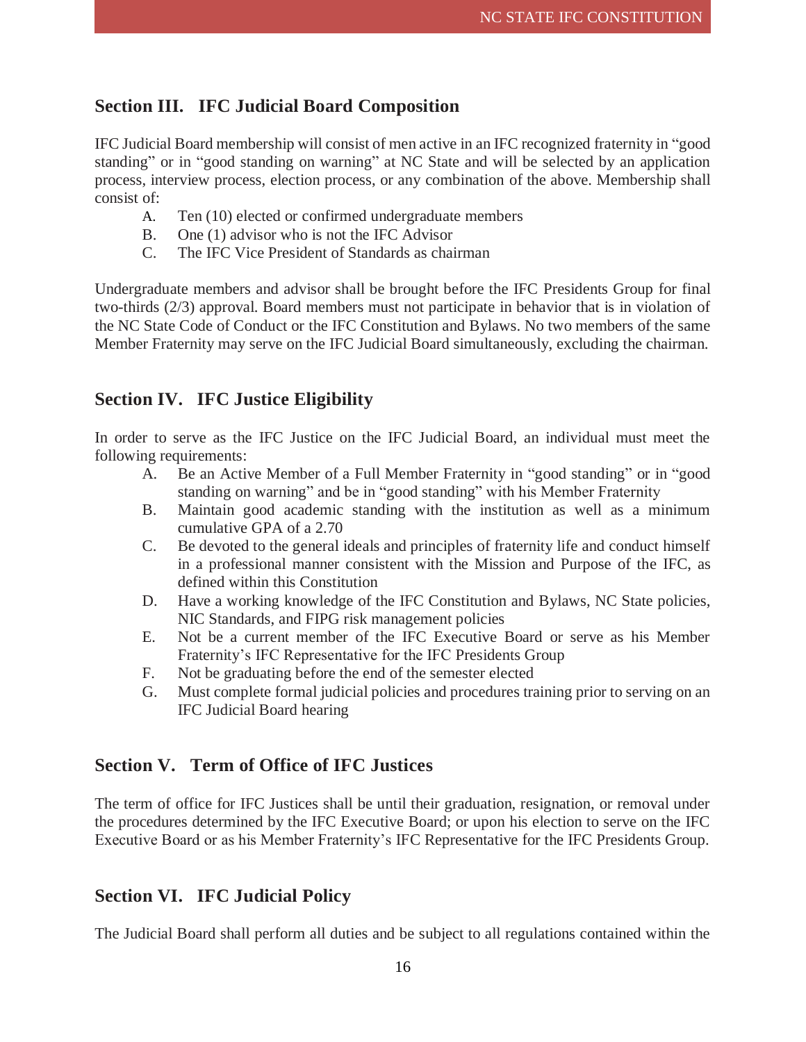## Section III. IFC Judicial Board Composition

IFC Judicial Board membership will consist of men active in an IFC recognized fraternity in "good standing" or in "good standing on warning" at NC State and will be selected by an application process, interview process, election process, or any combination of the above. Membership shall consist of:

- A. Ten (10) elected or confirmed undergraduate members
- B. One (1) advisor who is not the IFC Advisor
- C. The IFC Vice President of Standards as chairman

Undergraduate members and advisor shall be brought before the IFC Presidents Group for final two-thirds (2/3) approval. Board members must not participate in behavior that is in violation of the NC State Code of Conduct or the IFC Constitution and Bylaws. No two members of the same Member Fraternity may serve on the IFC Judicial Board simultaneously, excluding the chairman.

## Section IV. IFC Justice Eligibility

In order to serve as the IFC Justice on the IFC Judicial Board, an individual must meet the following requirements:

- A. Be an Active Member of a Full Member Fraternity in "good standing" or in "good standing on warning" and be in "good standing" with his Member Fraternity
- B. Maintain good academic standing with the institution as well as a minimum cumulative GPA of a 2.70
- C. Be devoted to the general ideals and principles of fraternity life and conduct himself in a professional manner consistent with the Mission and Purpose of the IFC, as defined within this Constitution
- D. Have a working knowledge of the IFC Constitution and Bylaws, NC State policies, NIC Standards, and FIPG risk management policies
- E. Not be a current member of the IFC Executive Board or serve as his Member Fraternity's IFC Representative for the IFC Presidents Group
- F. Not be graduating before the end of the semester elected
- G. Must complete formal judicial policies and procedures training prior to serving on an IFC Judicial Board hearing

## Section V. Term of Office of IFC Justices

The term of office for IFC Justices shall be until their graduation, resignation, or removal under the procedures determined by the IFC Executive Board; or upon his election to serve on the IFC Executive Board or as his Member Fraternity's IFC Representative for the IFC Presidents Group.

## Section VI. IFC Judicial Policy

The Judicial Board shall perform all duties and be subject to all regulations contained within the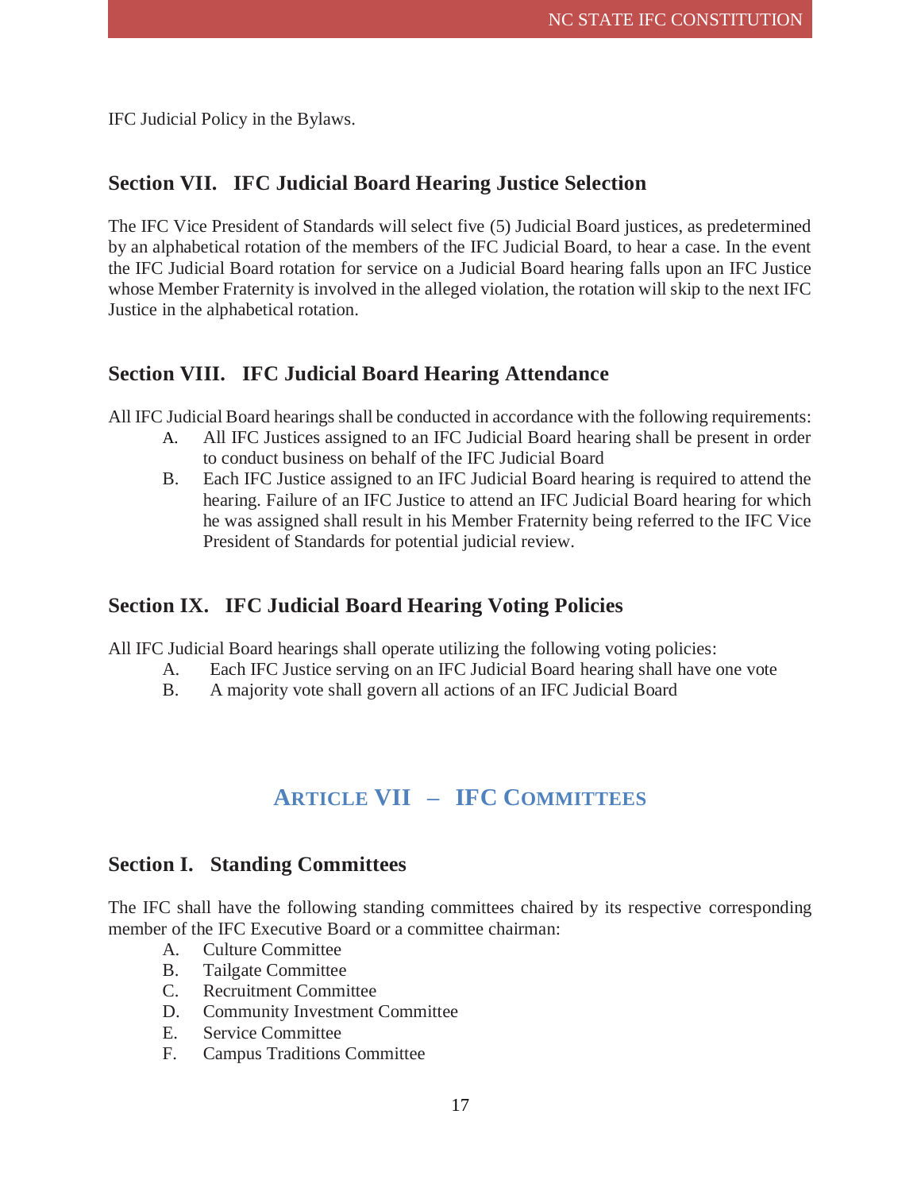IFC Judicial Policy in the Bylaws.

### Section VII. IFC Judicial Board Hearing Justice Selection

The IFC Vice President of Standards will select five (5) Judicial Board justices, as predetermined by an alphabetical rotation of the members of the IFC Judicial Board, to hear a case. In the event the IFC Judicial Board rotation for service on a Judicial Board hearing falls upon an IFC Justice whose Member Fraternity is involved in the alleged violation, the rotation will skip to the next IFC Justice in the alphabetical rotation.

### Section VIII. IFC Judicial Board Hearing Attendance

All IFC Judicial Board hearings shall be conducted in accordance with the following requirements:

A. All IFC Justices assigned to an IFC Judicial Board hearing shall be present in order to conduct business on behalf of the IFC Judicial Board

B. Each IFC Justice assigned to an IFC Judicial Board hearing is required to attend the hearing. Failure of an IFC Justice to attend an IFC Judicial Board hearing for which he was assigned shall result in his Member Fraternity being referred to the IFC Vice President of Standards for potential judicial review.

### Section IX. IFC Judicial Board Hearing Voting Policies

All IFC Judicial Board hearings shall operate utilizing the following voting policies:

A. Each IFC Justice serving on an IFC Judicial Board hearing shall have one vote

B. A majority vote shall govern all actions of an IFC Judicial Board

## ARTICLE VII – IFC COMMITTEES

### Section I. Standing Committees

The IFC shall have the following standing committees chaired by its respective corresponding member of the IFC Executive Board or a committee chairman:

A. Culture Committee

B. Tailgate Committee

C. Recruitment Committee

D. Community Investment Committee

E. Service Committee

F. Campus Traditions Committee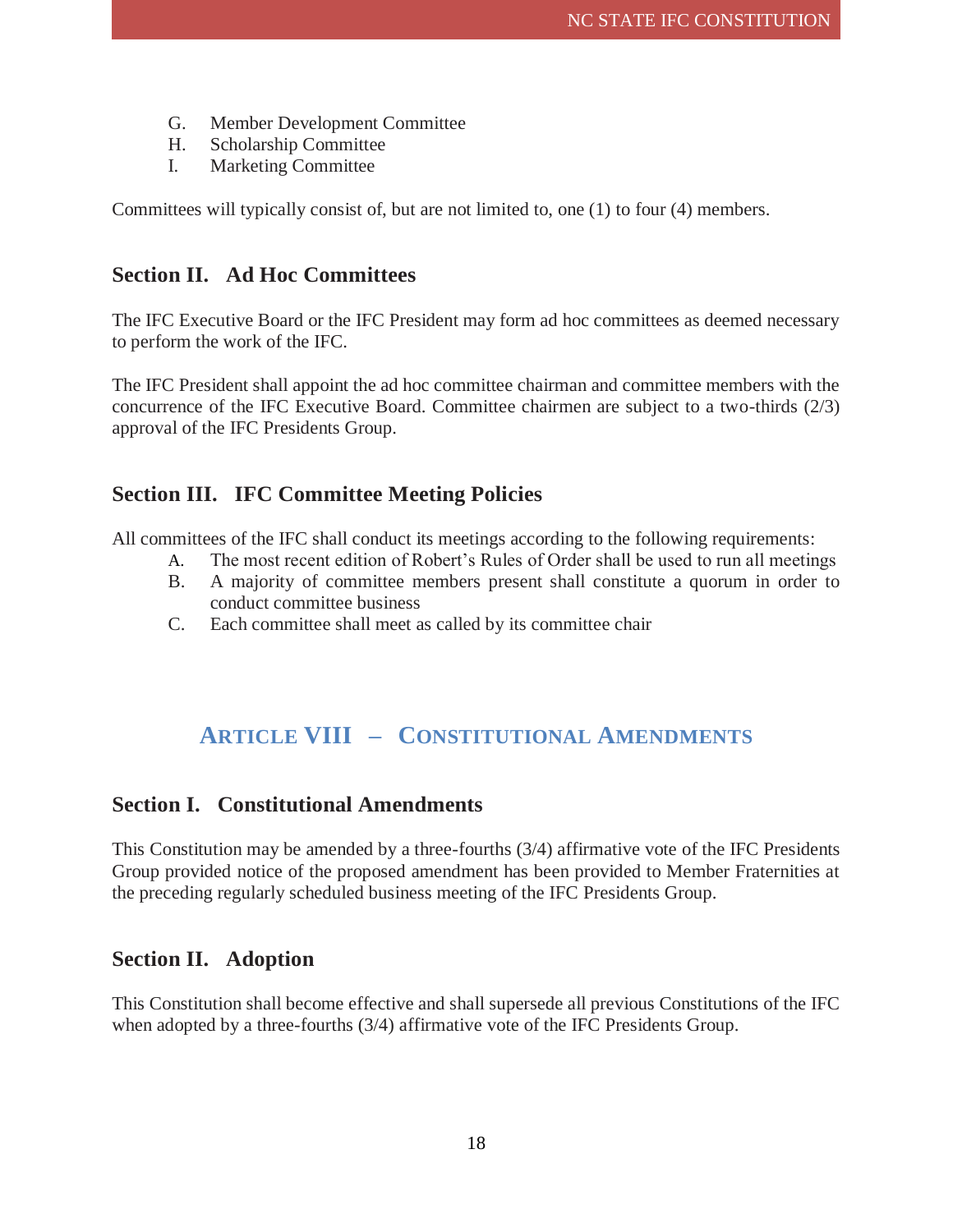G. Member Development Committee
H. Scholarship Committee
I. Marketing Committee

Committees will typically consist of, but are not limited to, one (1) to four (4) members.

### Section II. Ad Hoc Committees

The IFC Executive Board or the IFC President may form ad hoc committees as deemed necessary to perform the work of the IFC.

The IFC President shall appoint the ad hoc committee chairman and committee members with the concurrence of the IFC Executive Board. Committee chairmen are subject to a two-thirds (2/3) approval of the IFC Presidents Group.

### Section III. IFC Committee Meeting Policies

All committees of the IFC shall conduct its meetings according to the following requirements:

A. The most recent edition of Robert's Rules of Order shall be used to run all meetings
B. A majority of committee members present shall constitute a quorum in order to conduct committee business
C. Each committee shall meet as called by its committee chair

## ARTICLE VIII – CONSTITUTIONAL AMENDMENTS

### Section I. Constitutional Amendments

This Constitution may be amended by a three-fourths (3/4) affirmative vote of the IFC Presidents Group provided notice of the proposed amendment has been provided to Member Fraternities at the preceding regularly scheduled business meeting of the IFC Presidents Group.

### Section II. Adoption

This Constitution shall become effective and shall supersede all previous Constitutions of the IFC when adopted by a three-fourths (3/4) affirmative vote of the IFC Presidents Group.